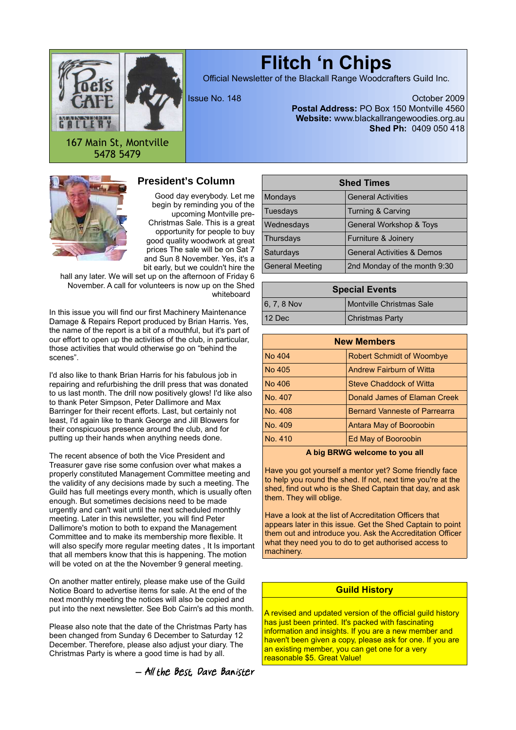167 Main St, Montville
5478 5479

# Flitch 'n Chips

Official Newsletter of the Blackall Range Woodcrafters Guild Inc.

Issue No. 148

October 2009

**Postal Address:** PO Box 150 Montville 4560
**Website:** www.blackallrangewoodies.org.au
**Shed Ph:** 0409 050 418

## President's Column

Good day everybody. Let me begin by reminding you of the upcoming Montville pre-Christmas Sale. This is a great opportunity for people to buy good quality woodwork at great prices The sale will be on Sat 7 and Sun 8 November. Yes, it's a bit early, but we couldn't hire the hall any later. We will set up on the afternoon of Friday 6 November. A call for volunteers is now up on the Shed whiteboard

In this issue you will find our first Machinery Maintenance Damage & Repairs Report produced by Brian Harris. Yes, the name of the report is a bit of a mouthful, but it's part of our effort to open up the activities of the club, in particular, those activities that would otherwise go on "behind the scenes".

I'd also like to thank Brian Harris for his fabulous job in repairing and refurbishing the drill press that was donated to us last month. The drill now positively glows! I'd like also to thank Peter Simpson, Peter Dallimore and Max Barringer for their recent efforts. Last, but certainly not least, I'd again like to thank George and Jill Blowers for their conspicuous presence around the club, and for putting up their hands when anything needs done.

The recent absence of both the Vice President and Treasurer gave rise some confusion over what makes a properly constituted Management Committee meeting and the validity of any decisions made by such a meeting. The Guild has full meetings every month, which is usually often enough. But sometimes decisions need to be made urgently and can't wait until the next scheduled monthly meeting. Later in this newsletter, you will find Peter Dallimore's motion to both to expand the Management Committee and to make its membership more flexible. It will also specify more regular meeting dates , It Is important that all members know that this is happening. The motion will be voted on at the the November 9 general meeting.

On another matter entirely, please make use of the Guild Notice Board to advertise items for sale. At the end of the next monthly meeting the notices will also be copied and put into the next newsletter. See Bob Cairn's ad this month.

Please also note that the date of the Christmas Party has been changed from Sunday 6 December to Saturday 12 December. Therefore, please also adjust your diary. The Christmas Party is where a good time is had by all.

*– All the Best, Dave Banister*

| Shed Times | |
|---|---|
| Mondays | General Activities |
| Tuesdays | Turning & Carving |
| Wednesdays | General Workshop & Toys |
| Thursdays | Furniture & Joinery |
| Saturdays | General Activities & Demos |
| General Meeting | 2nd Monday of the month 9:30 |

| Special Events | |
|---|---|
| 6, 7, 8 Nov | Montville Christmas Sale |
| 12 Dec | Christmas Party |

| New Members | |
|---|---|
| No 404 | Robert Schmidt of Woombye |
| No 405 | Andrew Fairburn of Witta |
| No 406 | Steve Chaddock of Witta |
| No. 407 | Donald James of Elaman Creek |
| No. 408 | Bernard Vanneste of Parrearra |
| No. 409 | Antara May of Booroobin |
| No. 410 | Ed May of Booroobin |

**A big BRWG welcome to you all**

Have you got yourself a mentor yet? Some friendly face to help you round the shed. If not, next time you're at the shed, find out who is the Shed Captain that day, and ask them. They will oblige.

Have a look at the list of Accreditation Officers that appears later in this issue. Get the Shed Captain to point them out and introduce you. Ask the Accreditation Officer what they need you to do to get authorised access to machinery.

## Guild History

A revised and updated version of the official guild history has just been printed. It's packed with fascinating information and insights. If you are a new member and haven't been given a copy, please ask for one. If you are an existing member, you can get one for a very reasonable $5. Great Value!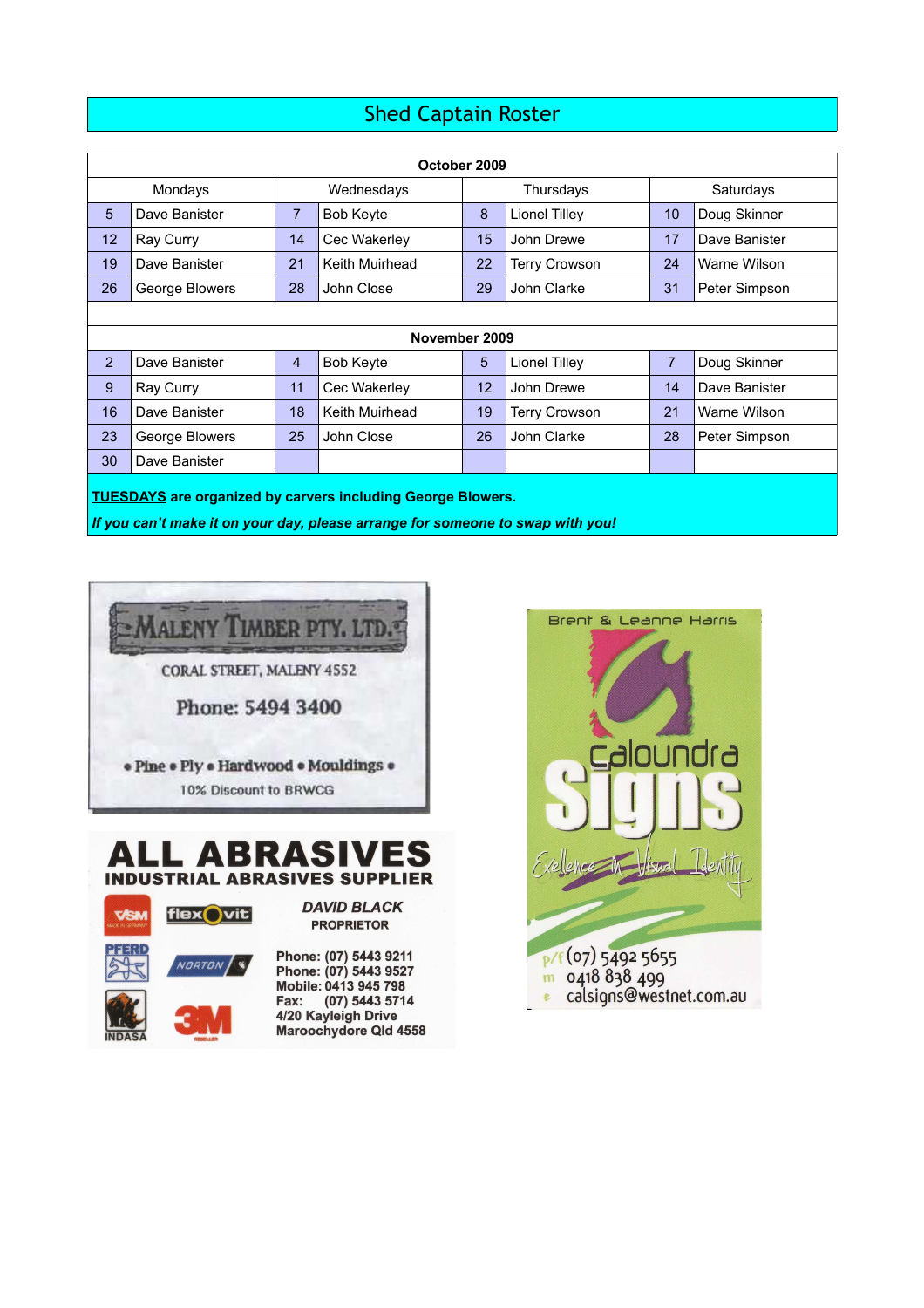# Shed Captain Roster

| October 2009 | | | | | | | |
|---|---|---|---|---|---|---|---|
| Mondays | | Wednesdays | | Thursdays | | Saturdays | |
| 5 | Dave Banister | 7 | Bob Keyte | 8 | Lionel Tilley | 10 | Doug Skinner |
| 12 | Ray Curry | 14 | Cec Wakerley | 15 | John Drewe | 17 | Dave Banister |
| 19 | Dave Banister | 21 | Keith Muirhead | 22 | Terry Crowson | 24 | Warne Wilson |
| 26 | George Blowers | 28 | John Close | 29 | John Clarke | 31 | Peter Simpson |
| **November 2009** | | | | | | | |
| 2 | Dave Banister | 4 | Bob Keyte | 5 | Lionel Tilley | 7 | Doug Skinner |
| 9 | Ray Curry | 11 | Cec Wakerley | 12 | John Drewe | 14 | Dave Banister |
| 16 | Dave Banister | 18 | Keith Muirhead | 19 | Terry Crowson | 21 | Warne Wilson |
| 23 | George Blowers | 25 | John Close | 26 | John Clarke | 28 | Peter Simpson |
| 30 | Dave Banister | | | | | | |

**TUESDAYS are organized by carvers including George Blowers.**

***If you can't make it on your day, please arrange for someone to swap with you!***

MALENY TIMBER PTY. LTD.

CORAL STREET, MALENY 4552

Phone: 5494 3400

• Pine • Ply • Hardwood • Mouldings •

10% Discount to BRWCG

ALL ABRASIVES

INDUSTRIAL ABRASIVES SUPPLIER

*DAVID BLACK*

PROPRIETOR

Phone: (07) 5443 9211
Phone: (07) 5443 9527
Mobile: 0413 945 798
Fax: (07) 5443 5714
4/20 Kayleigh Drive
Maroochydore Qld 4558

Brent & Leanne Harris

Caloundra Signs

Excellence in Visual Identity

p/f (07) 5492 5655
m 0418 838 499
e calsigns@westnet.com.au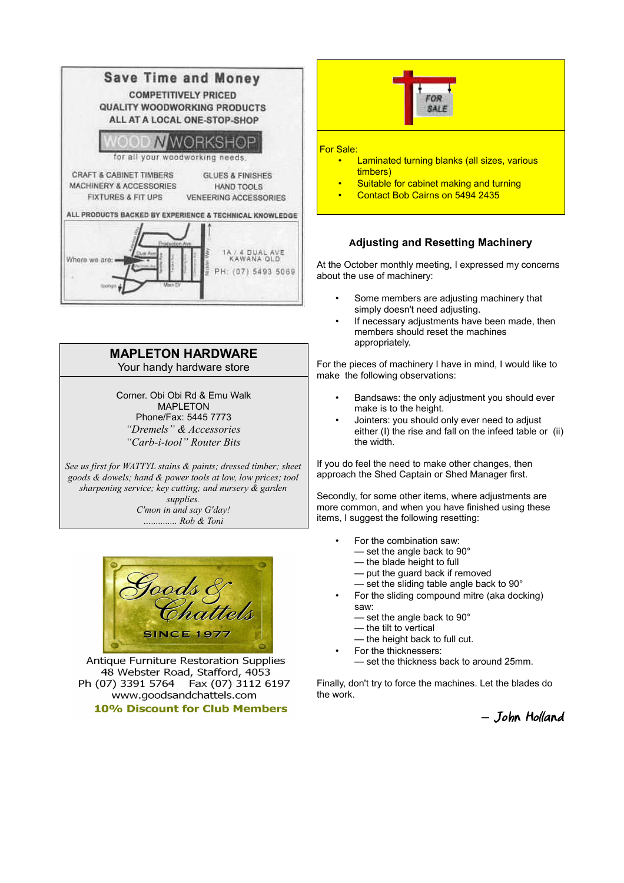## Save Time and Money

COMPETITIVELY PRICED
QUALITY WOODWORKING PRODUCTS
ALL AT A LOCAL ONE-STOP-SHOP

**WOOD N WORKSHOP**
for all your woodworking needs.

CRAFT & CABINET TIMBERS
MACHINERY & ACCESSORIES
FIXTURES & FIT UPS

GLUES & FINISHES
HAND TOOLS
VENEERING ACCESSORIES

ALL PRODUCTS BACKED BY EXPERIENCE & TECHNICAL KNOWLEDGE

Where we are:

1A / 4 DUAL AVE
KAWANA QLD
PH: (07) 5493 5069

---

## MAPLETON HARDWARE

Your handy hardware store

Corner. Obi Obi Rd & Emu Walk
MAPLETON
Phone/Fax: 5445 7773

*"Dremels" & Accessories*
*"Carb-i-tool" Router Bits*

*See us first for WATTYL stains & paints; dressed timber; sheet goods & dowels; hand & power tools at low, low prices; tool sharpening service; key cutting; and nursery & garden supplies.*
*C'mon in and say G'day!*
*............. Rob & Toni*

---

**Goods & Chattels**
SINCE 1977

Antique Furniture Restoration Supplies
48 Webster Road, Stafford, 4053
Ph (07) 3391 5764 Fax (07) 3112 6197
www.goodsandchattels.com
**10% Discount for Club Members**

---

FOR SALE

For Sale:

- Laminated turning blanks (all sizes, various timbers)
- Suitable for cabinet making and turning
- Contact Bob Cairns on 5494 2435

---

### Adjusting and Resetting Machinery

At the October monthly meeting, I expressed my concerns about the use of machinery:

- Some members are adjusting machinery that simply doesn't need adjusting.
- If necessary adjustments have been made, then members should reset the machines appropriately.

For the pieces of machinery I have in mind, I would like to make the following observations:

- Bandsaws: the only adjustment you should ever make is to the height.
- Jointers: you should only ever need to adjust either (I) the rise and fall on the infeed table or (ii) the width.

If you do feel the need to make other changes, then approach the Shed Captain or Shed Manager first.

Secondly, for some other items, where adjustments are more common, and when you have finished using these items, I suggest the following resetting:

- For the combination saw:
  — set the angle back to 90°
  — the blade height to full
  — put the guard back if removed
  — set the sliding table angle back to 90°
- For the sliding compound mitre (aka docking) saw:
  — set the angle back to 90°
  — the tilt to vertical
  — the height back to full cut.
- For the thicknessers:
  — set the thickness back to around 25mm.

Finally, don't try to force the machines. Let the blades do the work.

*– John Holland*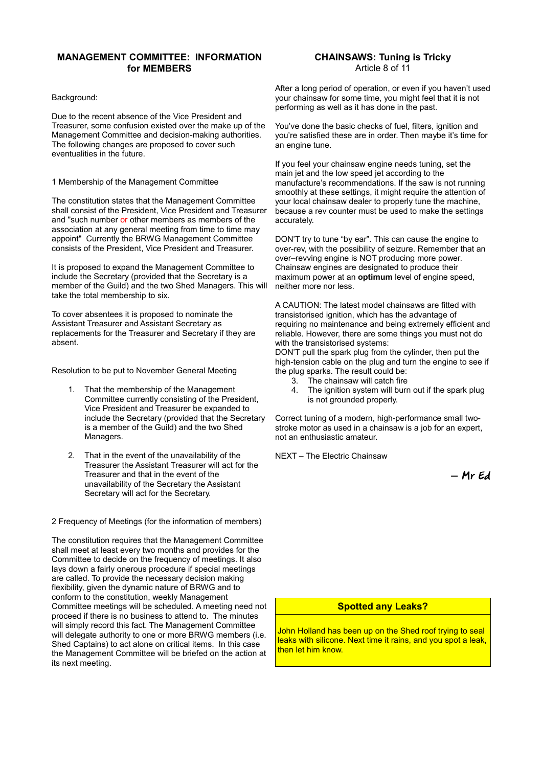## MANAGEMENT COMMITTEE: INFORMATION for MEMBERS

Background:

Due to the recent absence of the Vice President and Treasurer, some confusion existed over the make up of the Management Committee and decision-making authorities. The following changes are proposed to cover such eventualities in the future.

1 Membership of the Management Committee

The constitution states that the Management Committee shall consist of the President, Vice President and Treasurer and "such number or other members as members of the association at any general meeting from time to time may appoint" Currently the BRWG Management Committee consists of the President, Vice President and Treasurer.

It is proposed to expand the Management Committee to include the Secretary (provided that the Secretary is a member of the Guild) and the two Shed Managers. This will take the total membership to six.

To cover absentees it is proposed to nominate the Assistant Treasurer and Assistant Secretary as replacements for the Treasurer and Secretary if they are absent.

Resolution to be put to November General Meeting

1. That the membership of the Management Committee currently consisting of the President, Vice President and Treasurer be expanded to include the Secretary (provided that the Secretary is a member of the Guild) and the two Shed Managers.

2. That in the event of the unavailability of the Treasurer the Assistant Treasurer will act for the Treasurer and that in the event of the unavailability of the Secretary the Assistant Secretary will act for the Secretary.

2 Frequency of Meetings (for the information of members)

The constitution requires that the Management Committee shall meet at least every two months and provides for the Committee to decide on the frequency of meetings. It also lays down a fairly onerous procedure if special meetings are called. To provide the necessary decision making flexibility, given the dynamic nature of BRWG and to conform to the constitution, weekly Management Committee meetings will be scheduled. A meeting need not proceed if there is no business to attend to. The minutes will simply record this fact. The Management Committee will delegate authority to one or more BRWG members (i.e. Shed Captains) to act alone on critical items. In this case the Management Committee will be briefed on the action at its next meeting.

## CHAINSAWS: Tuning is Tricky

Article 8 of 11

After a long period of operation, or even if you haven't used your chainsaw for some time, you might feel that it is not performing as well as it has done in the past.

You've done the basic checks of fuel, filters, ignition and you're satisfied these are in order. Then maybe it's time for an engine tune.

If you feel your chainsaw engine needs tuning, set the main jet and the low speed jet according to the manufacture's recommendations. If the saw is not running smoothly at these settings, it might require the attention of your local chainsaw dealer to properly tune the machine, because a rev counter must be used to make the settings accurately.

DON'T try to tune "by ear". This can cause the engine to over-rev, with the possibility of seizure. Remember that an over–revving engine is NOT producing more power. Chainsaw engines are designated to produce their maximum power at an **optimum** level of engine speed, neither more nor less.

A CAUTION: The latest model chainsaws are fitted with transistorised ignition, which has the advantage of requiring no maintenance and being extremely efficient and reliable. However, there are some things you must not do with the transistorised systems:
DON'T pull the spark plug from the cylinder, then put the high-tension cable on the plug and turn the engine to see if the plug sparks. The result could be:

3. The chainsaw will catch fire
4. The ignition system will burn out if the spark plug is not grounded properly.

Correct tuning of a modern, high-performance small two-stroke motor as used in a chainsaw is a job for an expert, not an enthusiastic amateur.

NEXT – The Electric Chainsaw

– *Mr Ed*

### Spotted any Leaks?

John Holland has been up on the Shed roof trying to seal leaks with silicone. Next time it rains, and you spot a leak, then let him know.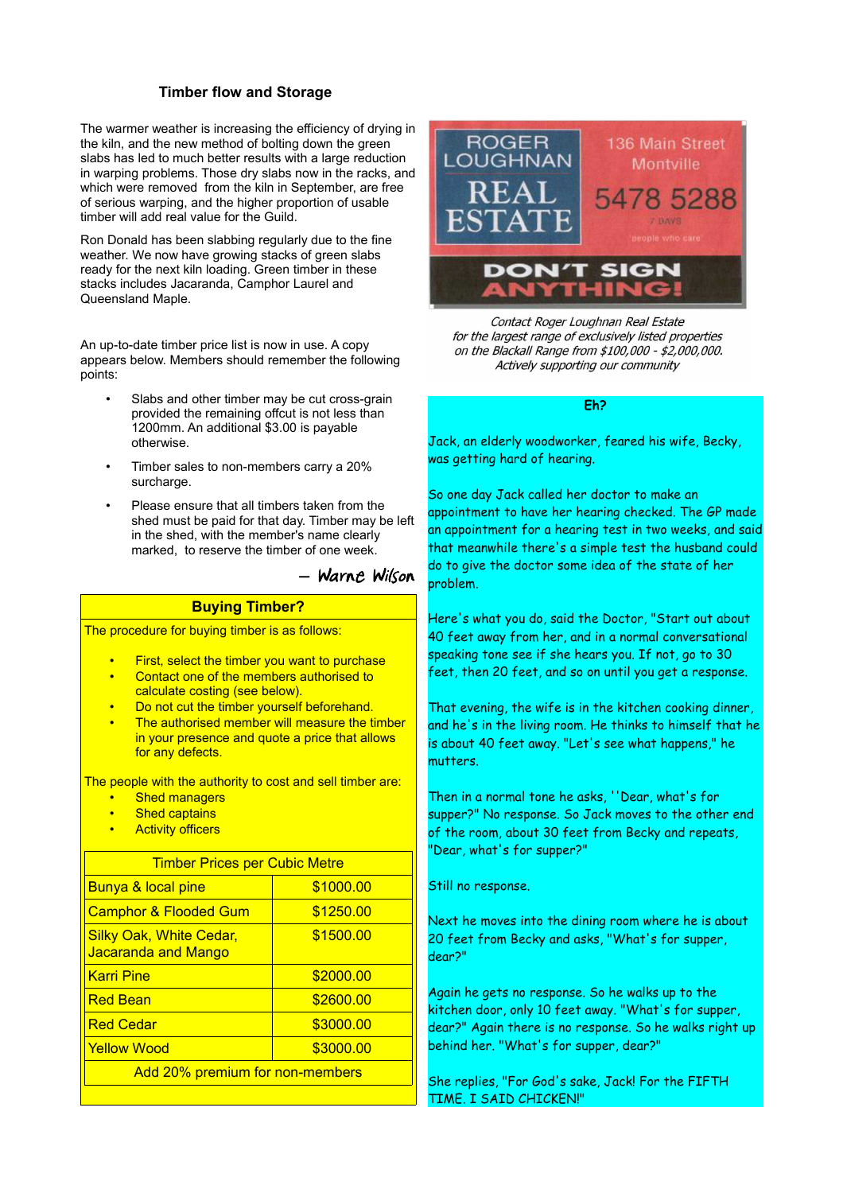## Timber flow and Storage

The warmer weather is increasing the efficiency of drying in the kiln, and the new method of bolting down the green slabs has led to much better results with a large reduction in warping problems. Those dry slabs now in the racks, and which were removed from the kiln in September, are free of serious warping, and the higher proportion of usable timber will add real value for the Guild.

Ron Donald has been slabbing regularly due to the fine weather. We now have growing stacks of green slabs ready for the next kiln loading. Green timber in these stacks includes Jacaranda, Camphor Laurel and Queensland Maple.

An up-to-date timber price list is now in use. A copy appears below. Members should remember the following points:

- Slabs and other timber may be cut cross-grain provided the remaining offcut is not less than 1200mm. An additional $3.00 is payable otherwise.
- Timber sales to non-members carry a 20% surcharge.
- Please ensure that all timbers taken from the shed must be paid for that day. Timber may be left in the shed, with the member's name clearly marked, to reserve the timber of one week.

— Warne Wilson

### Buying Timber?

The procedure for buying timber is as follows:

- First, select the timber you want to purchase
- Contact one of the members authorised to calculate costing (see below).
- Do not cut the timber yourself beforehand.
- The authorised member will measure the timber in your presence and quote a price that allows for any defects.

The people with the authority to cost and sell timber are:

- Shed managers
- Shed captains
- Activity officers

| Timber Prices per Cubic Metre | |
|---|---|
| Bunya & local pine | $1000.00 |
| Camphor & Flooded Gum | $1250.00 |
| Silky Oak, White Cedar, Jacaranda and Mango | $1500.00 |
| Karri Pine | $2000.00 |
| Red Bean | $2600.00 |
| Red Cedar | $3000.00 |
| Yellow Wood | $3000.00 |
| Add 20% premium for non-members | |

ROGER LOUGHNAN REAL ESTATE

136 Main Street Montville

5478 5288

7 DAYS

'people who care'

DON'T SIGN ANYTHING!

*Contact Roger Loughnan Real Estate for the largest range of exclusively listed properties on the Blackall Range from $100,000 - $2,000,000. Actively supporting our community*

### Eh?

Jack, an elderly woodworker, feared his wife, Becky, was getting hard of hearing.

So one day Jack called her doctor to make an appointment to have her hearing checked. The GP made an appointment for a hearing test in two weeks, and said that meanwhile there's a simple test the husband could do to give the doctor some idea of the state of her problem.

Here's what you do, said the Doctor, "Start out about 40 feet away from her, and in a normal conversational speaking tone see if she hears you. If not, go to 30 feet, then 20 feet, and so on until you get a response.

That evening, the wife is in the kitchen cooking dinner, and he's in the living room. He thinks to himself that he is about 40 feet away. "Let's see what happens," he mutters.

Then in a normal tone he asks, ''Dear, what's for supper?" No response. So Jack moves to the other end of the room, about 30 feet from Becky and repeats, "Dear, what's for supper?"

Still no response.

Next he moves into the dining room where he is about 20 feet from Becky and asks, "What's for supper, dear?"

Again he gets no response. So he walks up to the kitchen door, only 10 feet away. "What's for supper, dear?" Again there is no response. So he walks right up behind her. "What's for supper, dear?"

She replies, "For God's sake, Jack! For the FIFTH TIME. I SAID CHICKEN!"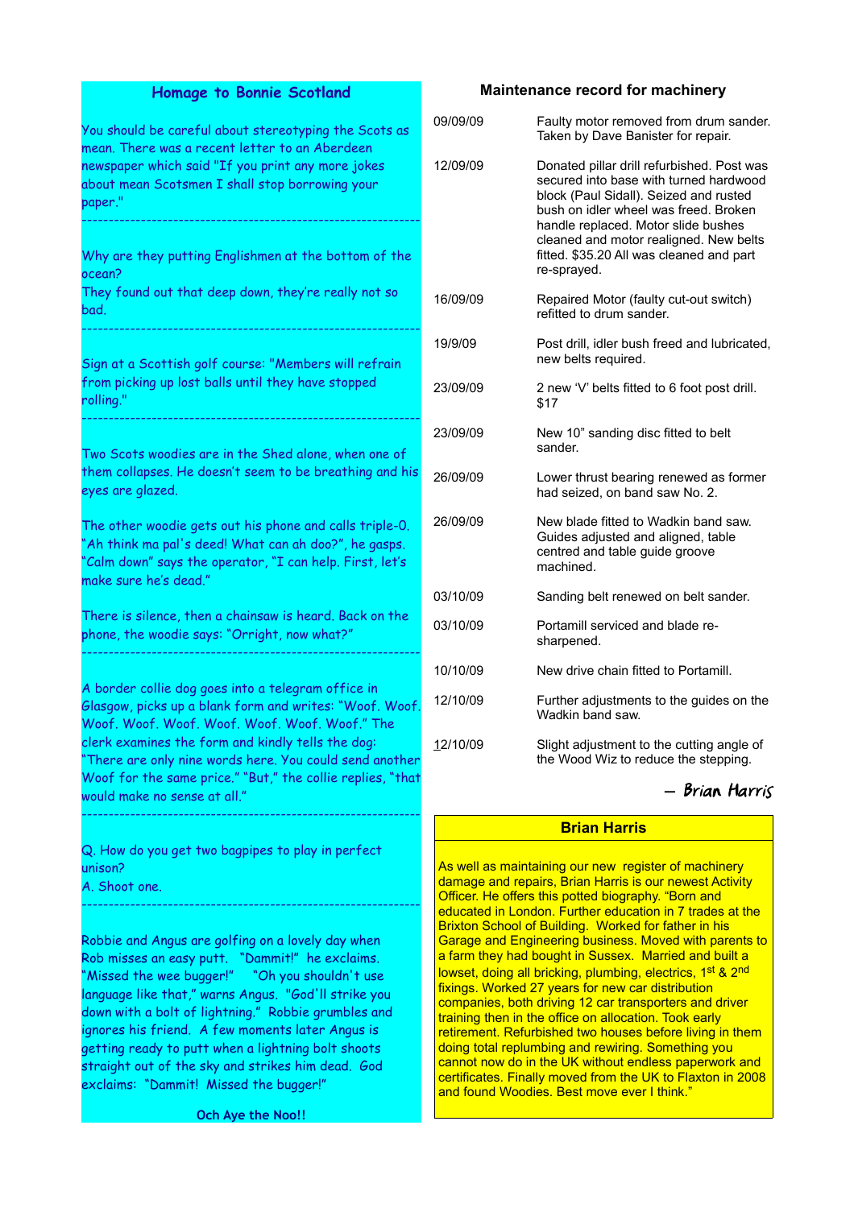## Homage to Bonnie Scotland

You should be careful about stereotyping the Scots as mean. There was a recent letter to an Aberdeen newspaper which said "If you print any more jokes about mean Scotsmen I shall stop borrowing your paper."

---

Why are they putting Englishmen at the bottom of the ocean?
They found out that deep down, they're really not so bad.

---

Sign at a Scottish golf course: "Members will refrain from picking up lost balls until they have stopped rolling."

---

Two Scots woodies are in the Shed alone, when one of them collapses. He doesn't seem to be breathing and his eyes are glazed.

The other woodie gets out his phone and calls triple-0. "Ah think ma pal's deed! What can ah doo?", he gasps. "Calm down" says the operator, "I can help. First, let's make sure he's dead."

There is silence, then a chainsaw is heard. Back on the phone, the woodie says: "Orright, now what?"

---

A border collie dog goes into a telegram office in Glasgow, picks up a blank form and writes: "Woof. Woof. Woof. Woof. Woof. Woof. Woof. Woof. Woof." The clerk examines the form and kindly tells the dog: "There are only nine words here. You could send another Woof for the same price." "But," the collie replies, "that would make no sense at all."

---

Q. How do you get two bagpipes to play in perfect unison?
A. Shoot one.

---

Robbie and Angus are golfing on a lovely day when Rob misses an easy putt. "Dammit!" he exclaims. "Missed the wee bugger!" "Oh you shouldn't use language like that," warns Angus. "God'll strike you down with a bolt of lightning." Robbie grumbles and ignores his friend. A few moments later Angus is getting ready to putt when a lightning bolt shoots straight out of the sky and strikes him dead. God exclaims: "Dammit! Missed the bugger!"

**Och Aye the Noo!!**

## Maintenance record for machinery

| Date | Work |
|---|---|
| 09/09/09 | Faulty motor removed from drum sander. Taken by Dave Banister for repair. |
| 12/09/09 | Donated pillar drill refurbished. Post was secured into base with turned hardwood block (Paul Sidall). Seized and rusted bush on idler wheel was freed. Broken handle replaced. Motor slide bushes cleaned and motor realigned. New belts fitted. $35.20 All was cleaned and part re-sprayed. |
| 16/09/09 | Repaired Motor (faulty cut-out switch) refitted to drum sander. |
| 19/9/09 | Post drill, idler bush freed and lubricated, new belts required. |
| 23/09/09 | 2 new 'V' belts fitted to 6 foot post drill. $17 |
| 23/09/09 | New 10" sanding disc fitted to belt sander. |
| 26/09/09 | Lower thrust bearing renewed as former had seized, on band saw No. 2. |
| 26/09/09 | New blade fitted to Wadkin band saw. Guides adjusted and aligned, table centred and table guide groove machined. |
| 03/10/09 | Sanding belt renewed on belt sander. |
| 03/10/09 | Portamill serviced and blade re-sharpened. |
| 10/10/09 | New drive chain fitted to Portamill. |
| 12/10/09 | Further adjustments to the guides on the Wadkin band saw. |
| 12/10/09 | Slight adjustment to the cutting angle of the Wood Wiz to reduce the stepping. |

— *Brian Harris*

## Brian Harris

As well as maintaining our new register of machinery damage and repairs, Brian Harris is our newest Activity Officer. He offers this potted biography. "Born and educated in London. Further education in 7 trades at the Brixton School of Building. Worked for father in his Garage and Engineering business. Moved with parents to a farm they had bought in Sussex. Married and built a lowset, doing all bricking, plumbing, electrics, 1st & 2nd fixings. Worked 27 years for new car distribution companies, both driving 12 car transporters and driver training then in the office on allocation. Took early retirement. Refurbished two houses before living in them doing total replumbing and rewiring. Something you cannot now do in the UK without endless paperwork and certificates. Finally moved from the UK to Flaxton in 2008 and found Woodies. Best move ever I think."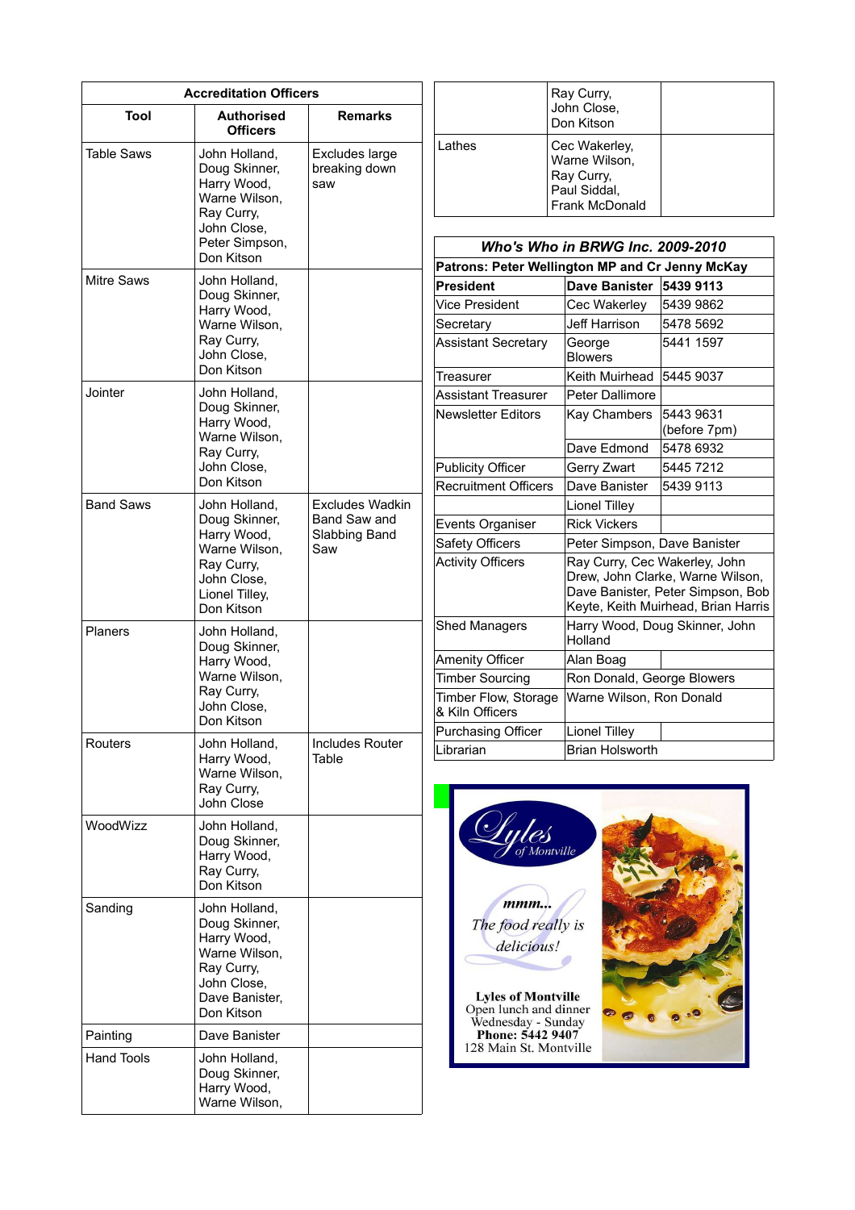| Accreditation Officers | | |
|---|---|---|
| **Tool** | **Authorised Officers** | **Remarks** |
| Table Saws | John Holland, Doug Skinner, Harry Wood, Warne Wilson, Ray Curry, John Close, Peter Simpson, Don Kitson | Excludes large breaking down saw |
| Mitre Saws | John Holland, Doug Skinner, Harry Wood, Warne Wilson, Ray Curry, John Close, Don Kitson | |
| Jointer | John Holland, Doug Skinner, Harry Wood, Warne Wilson, Ray Curry, John Close, Don Kitson | |
| Band Saws | John Holland, Doug Skinner, Harry Wood, Warne Wilson, Ray Curry, John Close, Lionel Tilley, Don Kitson | Excludes Wadkin Band Saw and Slabbing Band Saw |
| Planers | John Holland, Doug Skinner, Harry Wood, Warne Wilson, Ray Curry, John Close, Don Kitson | |
| Routers | John Holland, Harry Wood, Warne Wilson, Ray Curry, John Close | Includes Router Table |
| WoodWizz | John Holland, Doug Skinner, Harry Wood, Ray Curry, Don Kitson | |
| Sanding | John Holland, Doug Skinner, Harry Wood, Warne Wilson, Ray Curry, John Close, Dave Banister, Don Kitson | |
| Painting | Dave Banister | |
| Hand Tools | John Holland, Doug Skinner, Harry Wood, Warne Wilson, Ray Curry, John Close, Don Kitson | |
| Lathes | Cec Wakerley, Warne Wilson, Ray Curry, Paul Siddal, Frank McDonald | |

| *Who's Who in BRWG Inc. 2009-2010* | | |
|---|---|---|
| **Patrons: Peter Wellington MP and Cr Jenny McKay** | | |
| **President** | **Dave Banister** | **5439 9113** |
| Vice President | Cec Wakerley | 5439 9862 |
| Secretary | Jeff Harrison | 5478 5692 |
| Assistant Secretary | George Blowers | 5441 1597 |
| Treasurer | Keith Muirhead | 5445 9037 |
| Assistant Treasurer | Peter Dallimore | |
| Newsletter Editors | Kay Chambers | 5443 9631 (before 7pm) |
| | Dave Edmond | 5478 6932 |
| Publicity Officer | Gerry Zwart | 5445 7212 |
| Recruitment Officers | Dave Banister | 5439 9113 |
| | Lionel Tilley | |
| Events Organiser | Rick Vickers | |
| Safety Officers | Peter Simpson, Dave Banister | |
| Activity Officers | Ray Curry, Cec Wakerley, John Drew, John Clarke, Warne Wilson, Dave Banister, Peter Simpson, Bob Keyte, Keith Muirhead, Brian Harris | |
| Shed Managers | Harry Wood, Doug Skinner, John Holland | |
| Amenity Officer | Alan Boag | |
| Timber Sourcing | Ron Donald, George Blowers | |
| Timber Flow, Storage & Kiln Officers | Warne Wilson, Ron Donald | |
| Purchasing Officer | Lionel Tilley | |
| Librarian | Brian Holsworth | |

*Lyles of Montville*

*mmm... The food really is delicious!*

**Lyles of Montville**
Open lunch and dinner
Wednesday - Sunday
**Phone: 5442 9407**
128 Main St. Montville